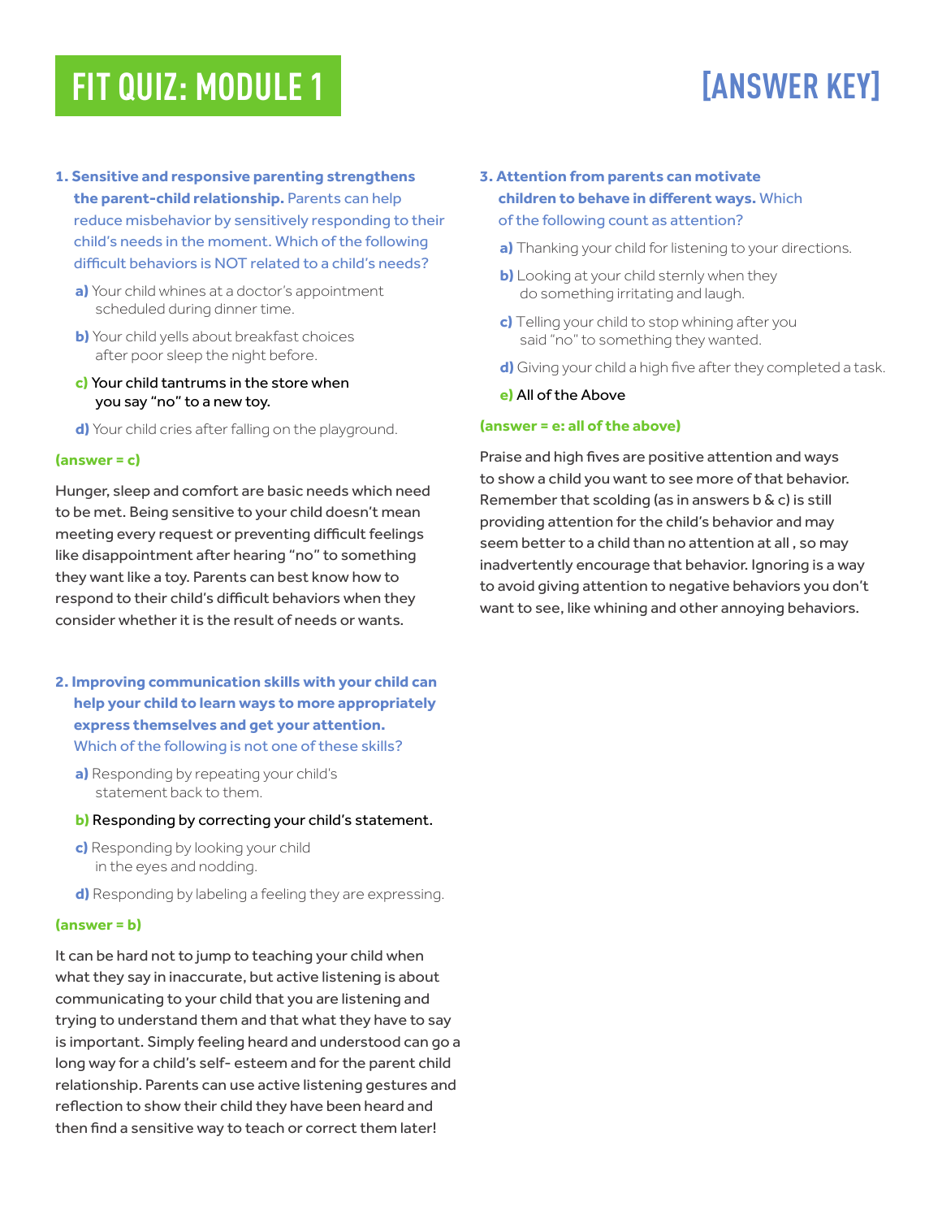# FIT QUIZ: MODULE 1

# [ANSWER KEY]

**1. Sensitive and responsive parenting strengthens the parent-child relationship.** Parents can help reduce misbehavior by sensitively responding to their child's needs in the moment. Which of the following difficult behaviors is NOT related to a child's needs?

**a)** Your child whines at a doctor's appointment scheduled during dinner time.

**b)** Your child yells about breakfast choices after poor sleep the night before.

**c)** Your child tantrums in the store when you say "no" to a new toy.

**d)** Your child cries after falling on the playground.

**(answer = c)**

Hunger, sleep and comfort are basic needs which need to be met. Being sensitive to your child doesn't mean meeting every request or preventing difficult feelings like disappointment after hearing "no" to something they want like a toy. Parents can best know how to respond to their child's difficult behaviors when they consider whether it is the result of needs or wants.

**2. Improving communication skills with your child can help your child to learn ways to more appropriately express themselves and get your attention.** Which of the following is not one of these skills?

**a)** Responding by repeating your child's statement back to them.

**b)** Responding by correcting your child's statement.

**c)** Responding by looking your child in the eyes and nodding.

**d)** Responding by labeling a feeling they are expressing.

**(answer = b)**

It can be hard not to jump to teaching your child when what they say in inaccurate, but active listening is about communicating to your child that you are listening and trying to understand them and that what they have to say is important. Simply feeling heard and understood can go a long way for a child's self- esteem and for the parent child relationship. Parents can use active listening gestures and reflection to show their child they have been heard and then find a sensitive way to teach or correct them later!

**3. Attention from parents can motivate children to behave in different ways.** Which of the following count as attention?

**a)** Thanking your child for listening to your directions.

**b)** Looking at your child sternly when they do something irritating and laugh.

**c)** Telling your child to stop whining after you said "no" to something they wanted.

**d)** Giving your child a high five after they completed a task.

**e)** All of the Above

**(answer = e: all of the above)**

Praise and high fives are positive attention and ways to show a child you want to see more of that behavior. Remember that scolding (as in answers b & c) is still providing attention for the child's behavior and may seem better to a child than no attention at all , so may inadvertently encourage that behavior. Ignoring is a way to avoid giving attention to negative behaviors you don't want to see, like whining and other annoying behaviors.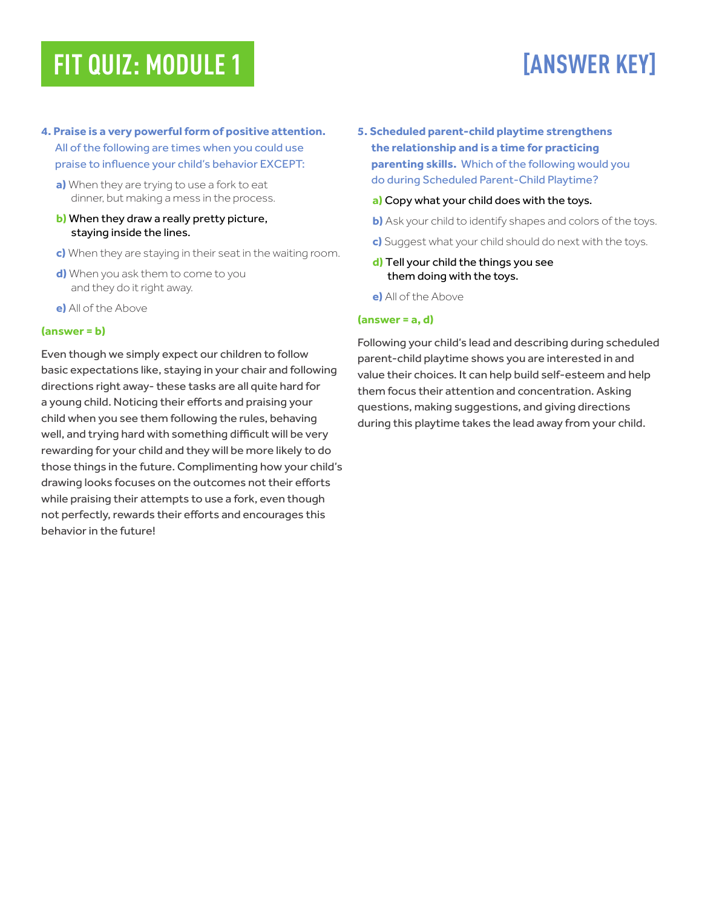# FIT QUIZ: MODULE 1

# [ANSWER KEY]

**4. Praise is a very powerful form of positive attention.** All of the following are times when you could use praise to influence your child's behavior EXCEPT:

**a)** When they are trying to use a fork to eat dinner, but making a mess in the process.

**b)** When they draw a really pretty picture, staying inside the lines.

**c)** When they are staying in their seat in the waiting room.

**d)** When you ask them to come to you and they do it right away.

**e)** All of the Above

**(answer = b)**

Even though we simply expect our children to follow basic expectations like, staying in your chair and following directions right away- these tasks are all quite hard for a young child. Noticing their efforts and praising your child when you see them following the rules, behaving well, and trying hard with something difficult will be very rewarding for your child and they will be more likely to do those things in the future. Complimenting how your child's drawing looks focuses on the outcomes not their efforts while praising their attempts to use a fork, even though not perfectly, rewards their efforts and encourages this behavior in the future!

**5. Scheduled parent-child playtime strengthens the relationship and is a time for practicing parenting skills.** Which of the following would you do during Scheduled Parent-Child Playtime?

**a)** Copy what your child does with the toys.

**b)** Ask your child to identify shapes and colors of the toys.

**c)** Suggest what your child should do next with the toys.

**d)** Tell your child the things you see them doing with the toys.

**e)** All of the Above

**(answer = a, d)**

Following your child's lead and describing during scheduled parent-child playtime shows you are interested in and value their choices. It can help build self-esteem and help them focus their attention and concentration. Asking questions, making suggestions, and giving directions during this playtime takes the lead away from your child.